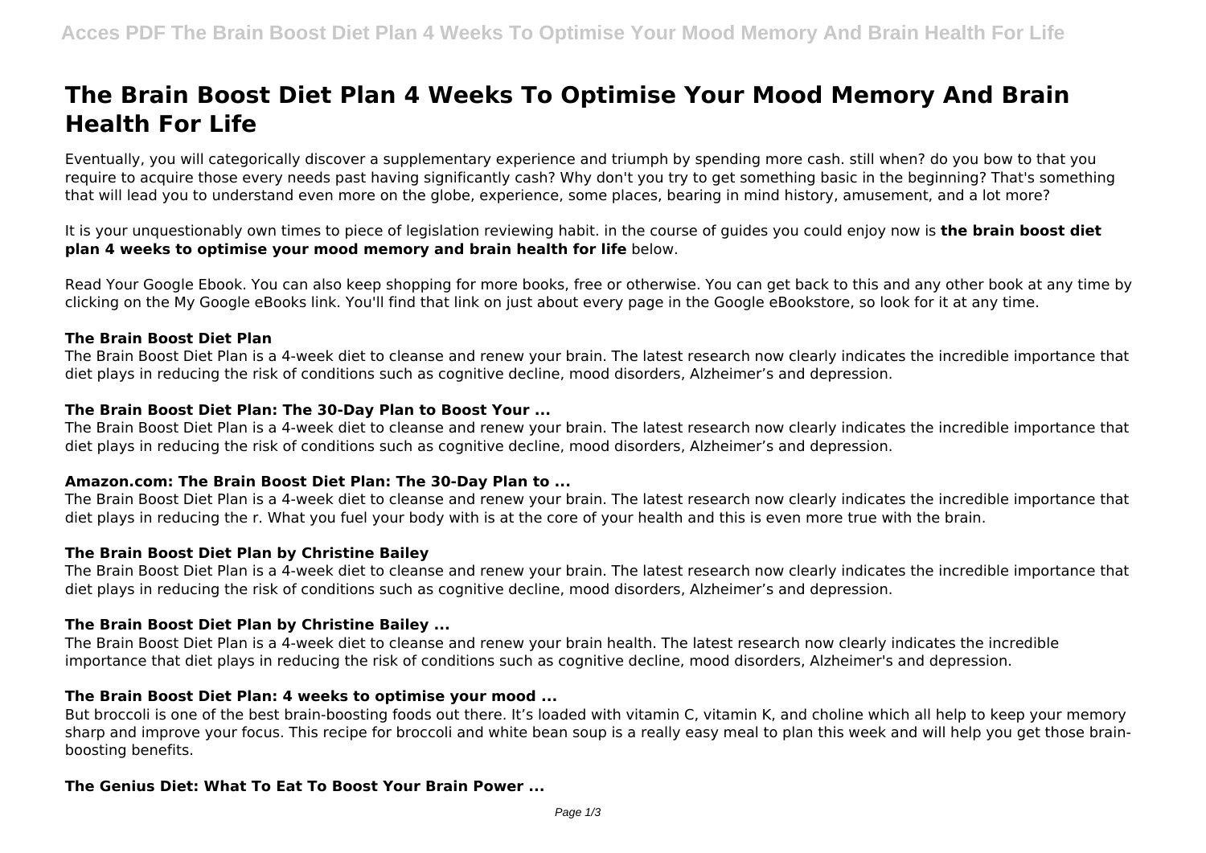# The Brain Boost Diet Plan 4 Weeks To Optimise Your Mood Memory And Brain Health For Life

Eventually, you will categorically discover a supplementary experience and triumph by spending more cash. still when? do you bow to that you require to acquire those every needs past having significantly cash? Why don't you try to get something basic in the beginning? That's something that will lead you to understand even more on the globe, experience, some places, bearing in mind history, amusement, and a lot more?

It is your unquestionably own times to piece of legislation reviewing habit. in the course of guides you could enjoy now is **the brain boost diet plan 4 weeks to optimise your mood memory and brain health for life** below.

Read Your Google Ebook. You can also keep shopping for more books, free or otherwise. You can get back to this and any other book at any time by clicking on the My Google eBooks link. You'll find that link on just about every page in the Google eBookstore, so look for it at any time.

### The Brain Boost Diet Plan

The Brain Boost Diet Plan is a 4-week diet to cleanse and renew your brain. The latest research now clearly indicates the incredible importance that diet plays in reducing the risk of conditions such as cognitive decline, mood disorders, Alzheimer's and depression.

### The Brain Boost Diet Plan: The 30-Day Plan to Boost Your ...

The Brain Boost Diet Plan is a 4-week diet to cleanse and renew your brain. The latest research now clearly indicates the incredible importance that diet plays in reducing the risk of conditions such as cognitive decline, mood disorders, Alzheimer's and depression.

### Amazon.com: The Brain Boost Diet Plan: The 30-Day Plan to ...

The Brain Boost Diet Plan is a 4-week diet to cleanse and renew your brain. The latest research now clearly indicates the incredible importance that diet plays in reducing the r. What you fuel your body with is at the core of your health and this is even more true with the brain.

### The Brain Boost Diet Plan by Christine Bailey

The Brain Boost Diet Plan is a 4-week diet to cleanse and renew your brain. The latest research now clearly indicates the incredible importance that diet plays in reducing the risk of conditions such as cognitive decline, mood disorders, Alzheimer's and depression.

### The Brain Boost Diet Plan by Christine Bailey ...

The Brain Boost Diet Plan is a 4-week diet to cleanse and renew your brain health. The latest research now clearly indicates the incredible importance that diet plays in reducing the risk of conditions such as cognitive decline, mood disorders, Alzheimer's and depression.

### The Brain Boost Diet Plan: 4 weeks to optimise your mood ...

But broccoli is one of the best brain-boosting foods out there. It's loaded with vitamin C, vitamin K, and choline which all help to keep your memory sharp and improve your focus. This recipe for broccoli and white bean soup is a really easy meal to plan this week and will help you get those brain-boosting benefits.

### The Genius Diet: What To Eat To Boost Your Brain Power ...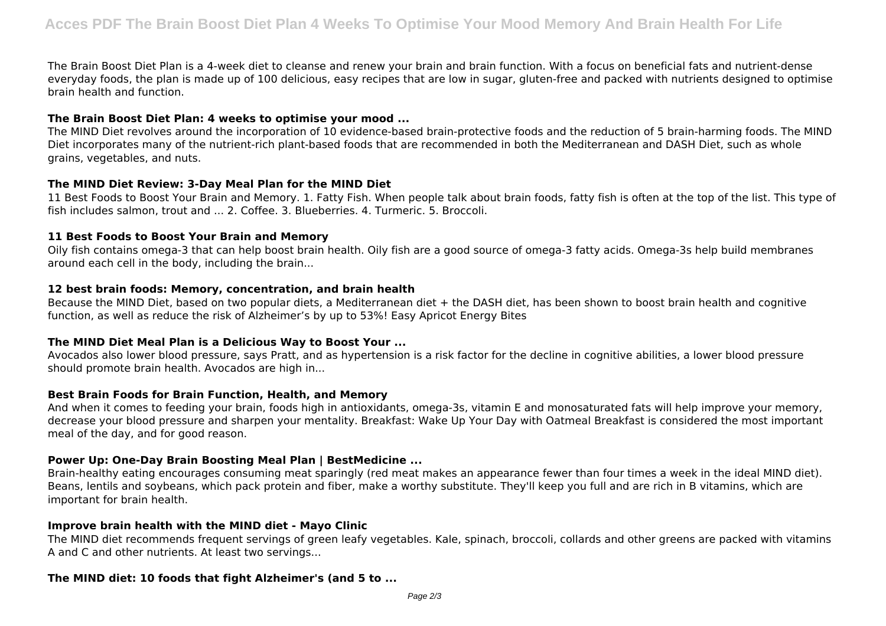The Brain Boost Diet Plan is a 4-week diet to cleanse and renew your brain and brain function. With a focus on beneficial fats and nutrient-dense everyday foods, the plan is made up of 100 delicious, easy recipes that are low in sugar, gluten-free and packed with nutrients designed to optimise brain health and function.

**The Brain Boost Diet Plan: 4 weeks to optimise your mood ...**

The MIND Diet revolves around the incorporation of 10 evidence-based brain-protective foods and the reduction of 5 brain-harming foods. The MIND Diet incorporates many of the nutrient-rich plant-based foods that are recommended in both the Mediterranean and DASH Diet, such as whole grains, vegetables, and nuts.

**The MIND Diet Review: 3-Day Meal Plan for the MIND Diet**

11 Best Foods to Boost Your Brain and Memory. 1. Fatty Fish. When people talk about brain foods, fatty fish is often at the top of the list. This type of fish includes salmon, trout and ... 2. Coffee. 3. Blueberries. 4. Turmeric. 5. Broccoli.

**11 Best Foods to Boost Your Brain and Memory**

Oily fish contains omega-3 that can help boost brain health. Oily fish are a good source of omega-3 fatty acids. Omega-3s help build membranes around each cell in the body, including the brain...

**12 best brain foods: Memory, concentration, and brain health**

Because the MIND Diet, based on two popular diets, a Mediterranean diet + the DASH diet, has been shown to boost brain health and cognitive function, as well as reduce the risk of Alzheimer's by up to 53%! Easy Apricot Energy Bites

**The MIND Diet Meal Plan is a Delicious Way to Boost Your ...**

Avocados also lower blood pressure, says Pratt, and as hypertension is a risk factor for the decline in cognitive abilities, a lower blood pressure should promote brain health. Avocados are high in...

**Best Brain Foods for Brain Function, Health, and Memory**

And when it comes to feeding your brain, foods high in antioxidants, omega-3s, vitamin E and monosaturated fats will help improve your memory, decrease your blood pressure and sharpen your mentality. Breakfast: Wake Up Your Day with Oatmeal Breakfast is considered the most important meal of the day, and for good reason.

**Power Up: One-Day Brain Boosting Meal Plan | BestMedicine ...**

Brain-healthy eating encourages consuming meat sparingly (red meat makes an appearance fewer than four times a week in the ideal MIND diet). Beans, lentils and soybeans, which pack protein and fiber, make a worthy substitute. They'll keep you full and are rich in B vitamins, which are important for brain health.

**Improve brain health with the MIND diet - Mayo Clinic**

The MIND diet recommends frequent servings of green leafy vegetables. Kale, spinach, broccoli, collards and other greens are packed with vitamins A and C and other nutrients. At least two servings...

**The MIND diet: 10 foods that fight Alzheimer's (and 5 to ...**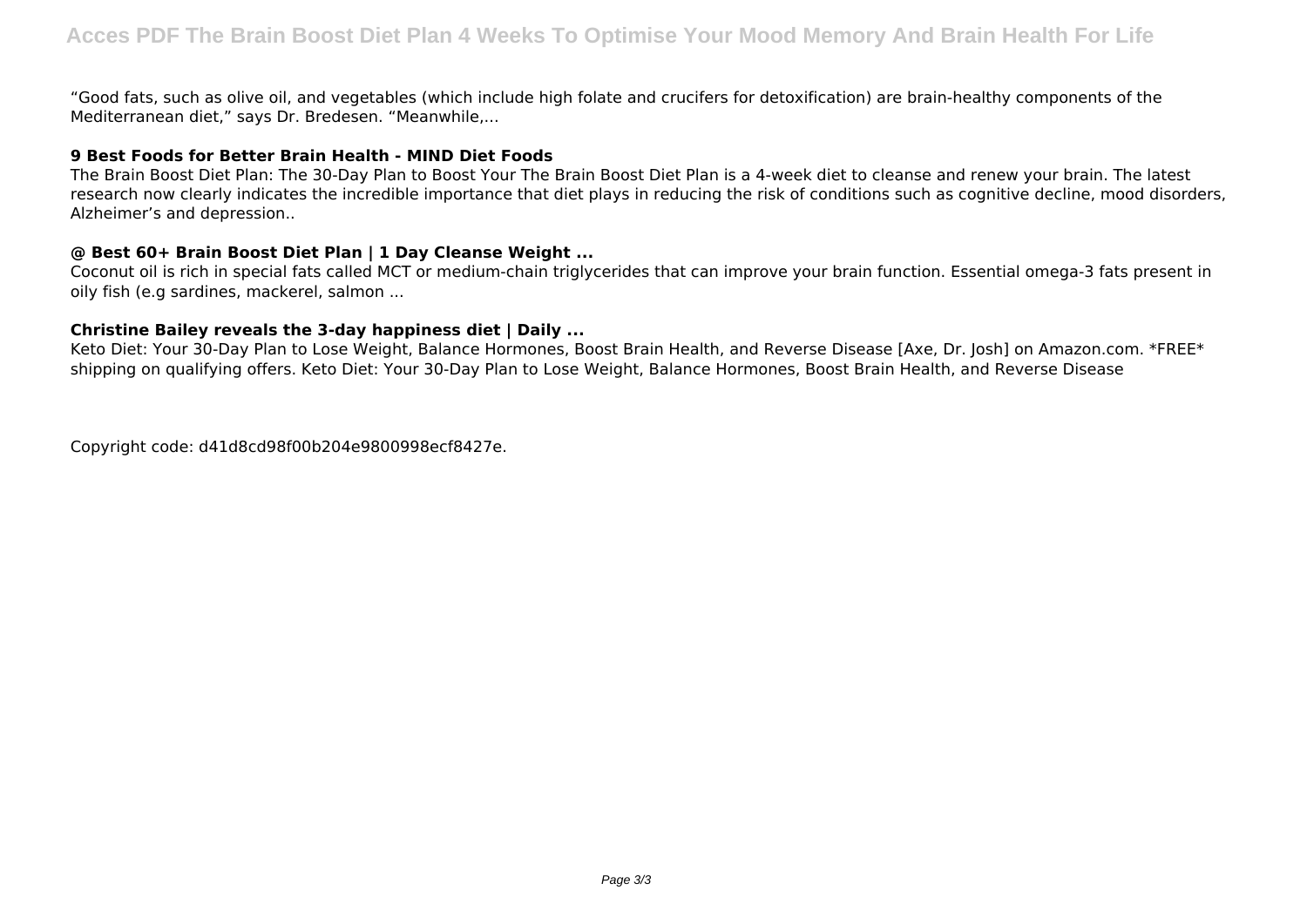“Good fats, such as olive oil, and vegetables (which include high folate and crucifers for detoxification) are brain-healthy components of the Mediterranean diet,” says Dr. Bredesen. “Meanwhile,...

**9 Best Foods for Better Brain Health - MIND Diet Foods**

The Brain Boost Diet Plan: The 30-Day Plan to Boost Your The Brain Boost Diet Plan is a 4-week diet to cleanse and renew your brain. The latest research now clearly indicates the incredible importance that diet plays in reducing the risk of conditions such as cognitive decline, mood disorders, Alzheimer’s and depression..

**@ Best 60+ Brain Boost Diet Plan | 1 Day Cleanse Weight ...**

Coconut oil is rich in special fats called MCT or medium-chain triglycerides that can improve your brain function. Essential omega-3 fats present in oily fish (e.g sardines, mackerel, salmon ...

**Christine Bailey reveals the 3-day happiness diet | Daily ...**

Keto Diet: Your 30-Day Plan to Lose Weight, Balance Hormones, Boost Brain Health, and Reverse Disease [Axe, Dr. Josh] on Amazon.com. *FREE* shipping on qualifying offers. Keto Diet: Your 30-Day Plan to Lose Weight, Balance Hormones, Boost Brain Health, and Reverse Disease

Copyright code: d41d8cd98f00b204e9800998ecf8427e.